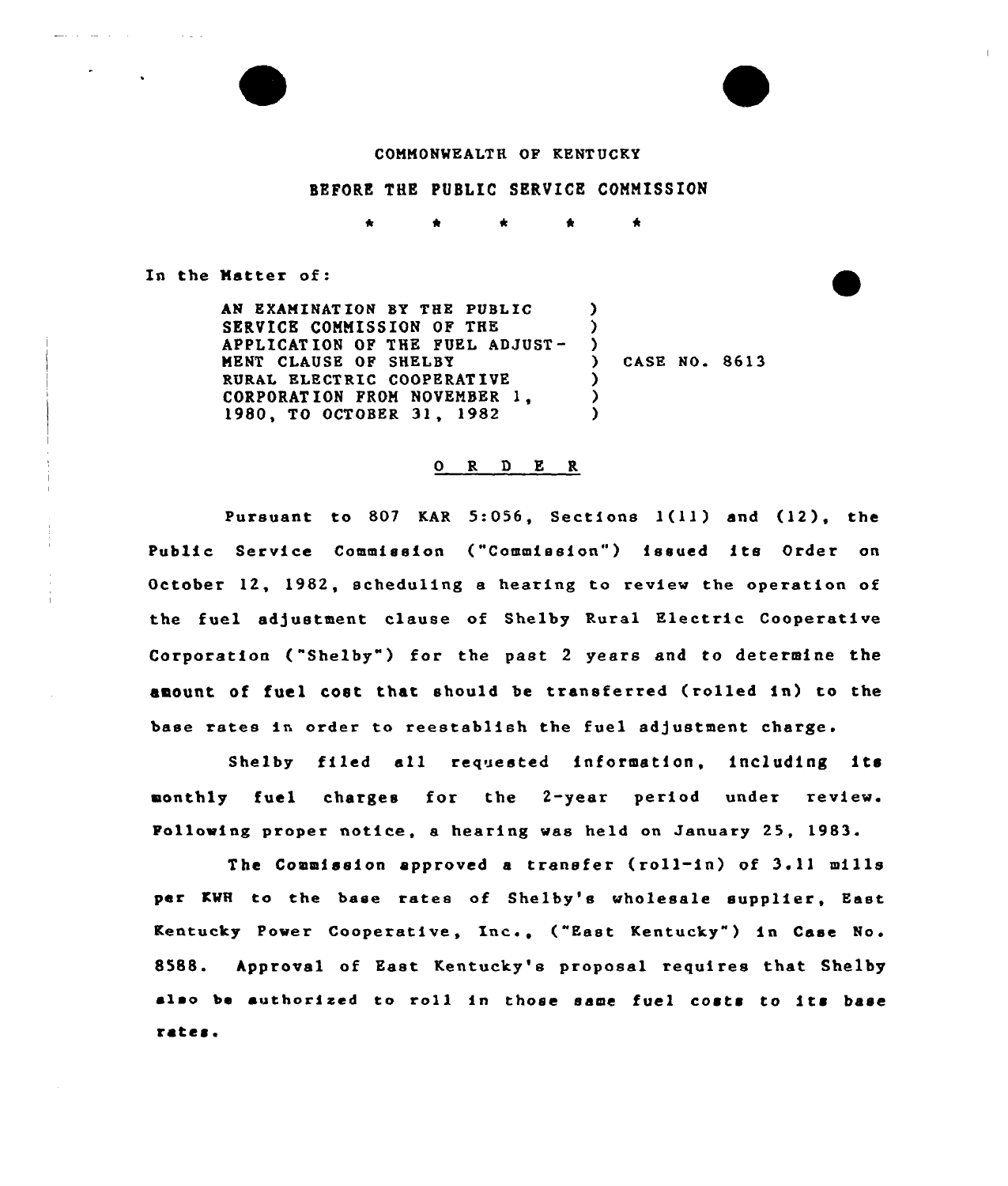COMMONWEALTH OF KENTUCKY

BEFORE THE PUBLIC SERVICE COMMISSION

\* \* \* \* \*

In the Matter of:

| | |
|---|---|
| AN EXAMINATION BY THE PUBLIC SERVICE COMMISSION OF THE APPLICATION OF THE FUEL ADJUSTMENT CLAUSE OF SHELBY RURAL ELECTRIC COOPERATIVE CORPORATION FROM NOVEMBER 1, 1980, TO OCTOBER 31, 1982 | CASE NO. 8613 |

## O R D E R

Pursuant to 807 KAR 5:056, Sections 1(11) and (12), the Public Service Commission ("Commission") issued its Order on October 12, 1982, scheduling a hearing to review the operation of the fuel adjustment clause of Shelby Rural Electric Cooperative Corporation ("Shelby") for the past 2 years and to determine the amount of fuel cost that should be transferred (rolled in) to the base rates in order to reestablish the fuel adjustment charge.

Shelby filed all requested information, including its monthly fuel charges for the 2-year period under review. Following proper notice, a hearing was held on January 25, 1983.

The Commission approved a transfer (roll-in) of 3.11 mills per KWH to the base rates of Shelby's wholesale supplier, East Kentucky Power Cooperative, Inc., ("East Kentucky") in Case No. 8588. Approval of East Kentucky's proposal requires that Shelby also be authorized to roll in those same fuel costs to its base rates.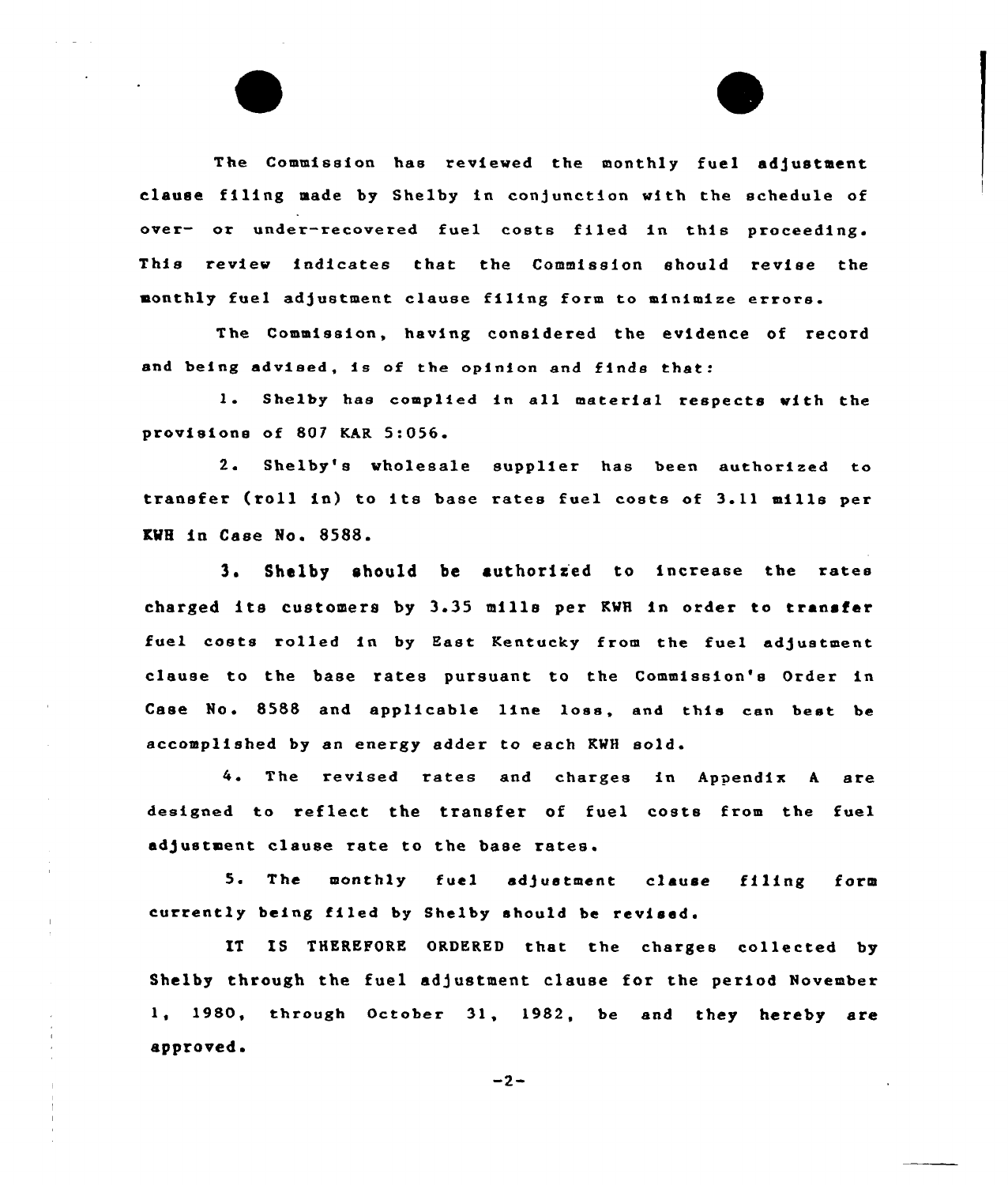The Commission has reviewed the monthly fuel adjustment clause filing made by Shelby in conjunction with the schedule of over- or under-recovered fuel costs filed in this proceeding. This review indicates that the Commission should revise the monthly fuel adjustment clause filing form to minimize errors.

The Commission, having considered the evidence of record and being advised, is of the opinion and finds that:

1. Shelby has complied in all material respects with the provisions of 807 KAR 5:056.

2. Shelby's wholesale supplier has been authorized to transfer (roll in) to its base rates fuel costs of 3.11 mills per KWH in Case No. 8588.

3. Shelby should be authorized to increase the rates charged its customers by 3.35 mills per KWH in order to transfer fuel costs rolled in by East Kentucky from the fuel adjustment clause to the base rates pursuant to the Commission's Order in Case No. 8588 and applicable line loss, and this can best be accomplished by an energy adder to each KWH sold.

4. The revised rates and charges in Appendix A are designed to reflect the transfer of fuel costs from the fuel adjustment clause rate to the base rates.

5. The monthly fuel adjustment clause filing form currently being filed by Shelby should be revised.

IT IS THEREFORE ORDERED that the charges collected by Shelby through the fuel adjustment clause for the period November 1, 1980, through October 31, 1982, be and they hereby are approved.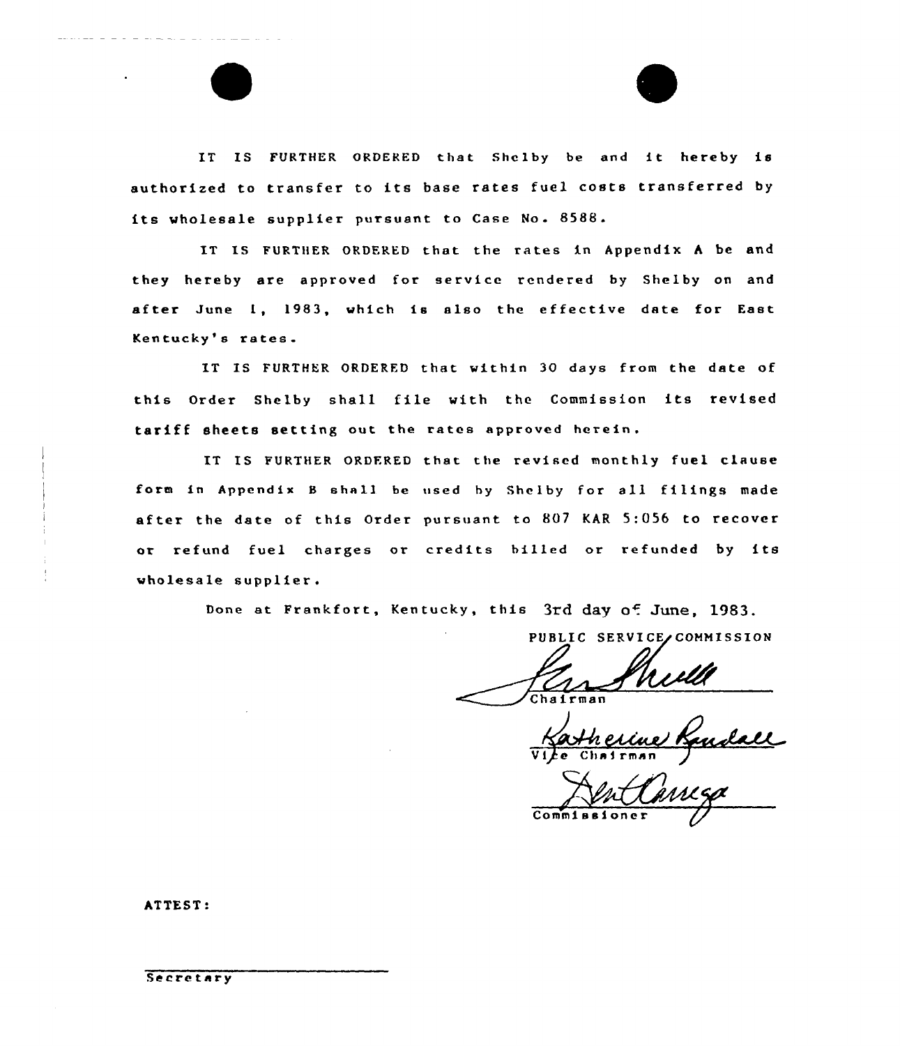IT IS FURTHER ORDERED that Shelby be and it hereby is authorized to transfer to its base rates fuel costs transferred by its wholesale supplier pursuant to Case No. 8588.

IT IS FURTHER ORDERED that the rates in Appendix A be and they hereby are approved for service rendered by Shelby on and after June 1, 1983, which is also the effective date for East Kentucky's rates.

IT IS FURTHER ORDERED that within 30 days from the date of this Order Shelby shall file with the Commission its revised tariff sheets setting out the rates approved herein.

IT IS FURTHER ORDERED that the revised monthly fuel clause form in Appendix B shall be used by Shelby for all filings made after the date of this Order pursuant to 807 KAR 5:056 to recover or refund fuel charges or credits billed or refunded by its wholesale supplier.

Done at Frankfort, Kentucky, this 3rd day of June, 1983.

PUBLIC SERVICE COMMISSION

Chairman

Vice Chairman

Commissioner

ATTEST:

Secretary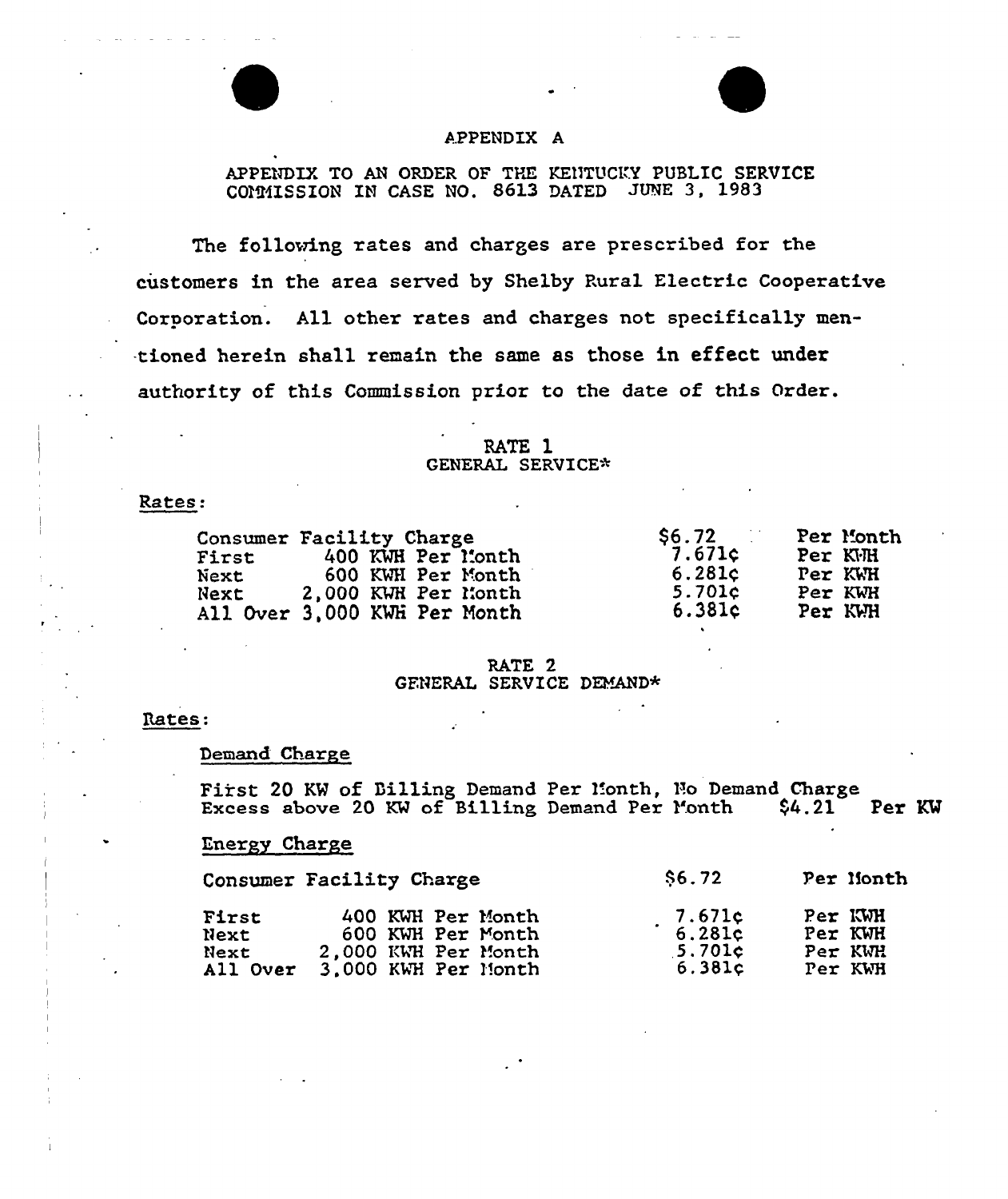# APPENDIX A

APPENDIX TO AN ORDER OF THE KENTUCKY PUBLIC SERVICE COMMISSION IN CASE NO. 8613 DATED JUNE 3, 1983

The following rates and charges are prescribed for the customers in the area served by Shelby Rural Electric Cooperative Corporation. All other rates and charges not specifically mentioned herein shall remain the same as those in effect under authority of this Commission prior to the date of this Order.

## RATE 1
## GENERAL SERVICE*

Rates:

| | | |
|---|---|---|
| Consumer Facility Charge | \$6.72 | Per Month |
| First 400 KWH Per Month | 7.671¢ | Per KWH |
| Next 600 KWH Per Month | 6.281¢ | Per KWH |
| Next 2,000 KWH Per Month | 5.701¢ | Per KWH |
| All Over 3,000 KWH Per Month | 6.381¢ | Per KWH |

## RATE 2
## GENERAL SERVICE DEMAND*

Rates:

Demand Charge

First 20 KW of Billing Demand Per Month, No Demand Charge
Excess above 20 KW of Billing Demand Per Month \$4.21 Per KW

Energy Charge

| | | |
|---|---|---|
| Consumer Facility Charge | \$6.72 | Per Month |
| First 400 KWH Per Month | 7.671¢ | Per KWH |
| Next 600 KWH Per Month | 6.281¢ | Per KWH |
| Next 2,000 KWH Per Month | 5.701¢ | Per KWH |
| All Over 3,000 KWH Per Month | 6.381¢ | Per KWH |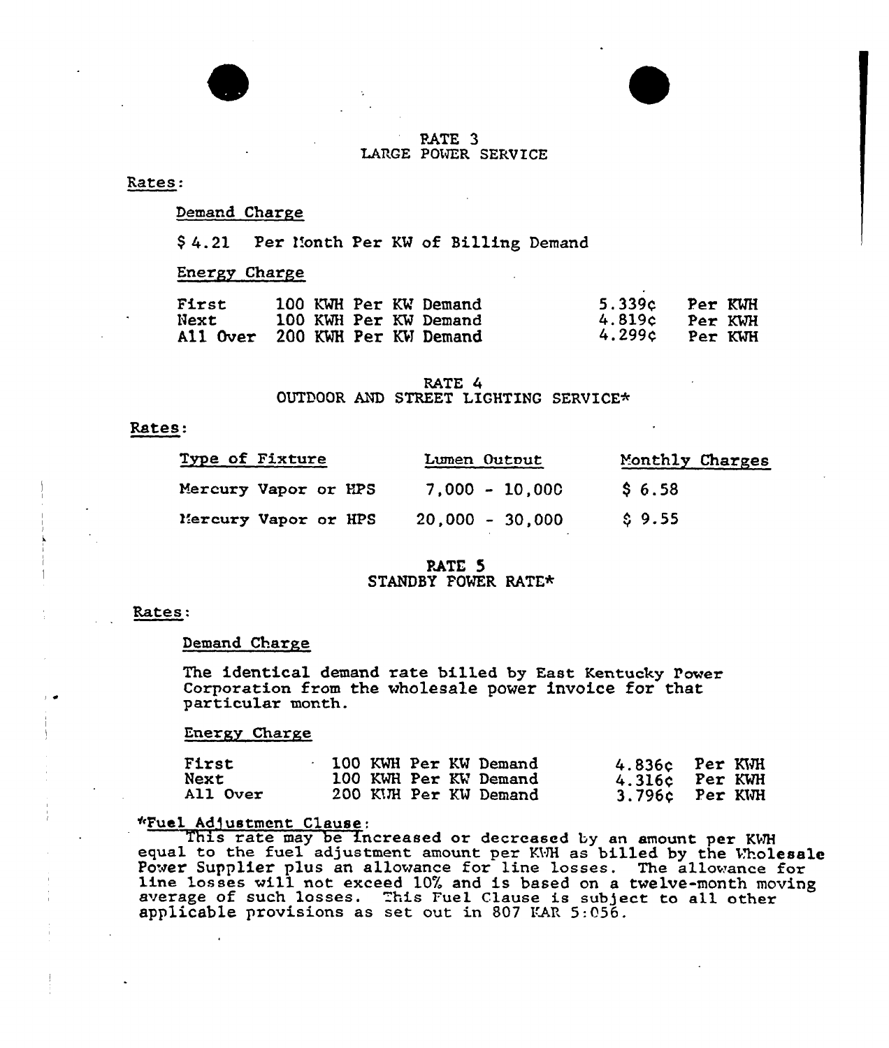## RATE 3
## LARGE POWER SERVICE

Rates:

Demand Charge

$ 4.21 Per Month Per KW of Billing Demand

Energy Charge

| | | | |
|---|---|---|---|
| First | 100 KWH Per KW Demand | 5.339¢ | Per KWH |
| Next | 100 KWH Per KW Demand | 4.819¢ | Per KWH |
| All Over | 200 KWH Per KW Demand | 4.299¢ | Per KWH |

## RATE 4
## OUTDOOR AND STREET LIGHTING SERVICE*

Rates:

| Type of Fixture | Lumen Output | Monthly Charges |
|---|---|---|
| Mercury Vapor or HPS | 7,000 - 10,000 | $ 6.58 |
| Mercury Vapor or HPS | 20,000 - 30,000 | $ 9.55 |

## RATE 5
## STANDBY POWER RATE*

Rates:

Demand Charge

The identical demand rate billed by East Kentucky Power Corporation from the wholesale power invoice for that particular month.

Energy Charge

| | | | |
|---|---|---|---|
| First | 100 KWH Per KW Demand | 4.836¢ | Per KWH |
| Next | 100 KWH Per KW Demand | 4.316¢ | Per KWH |
| All Over | 200 KWH Per KW Demand | 3.796¢ | Per KWH |

*Fuel Adjustment Clause:

This rate may be increased or decreased by an amount per KWH equal to the fuel adjustment amount per KWH as billed by the Wholesale Power Supplier plus an allowance for line losses. The allowance for line losses will not exceed 10% and is based on a twelve-month moving average of such losses. This Fuel Clause is subject to all other applicable provisions as set out in 807 KAR 5:056.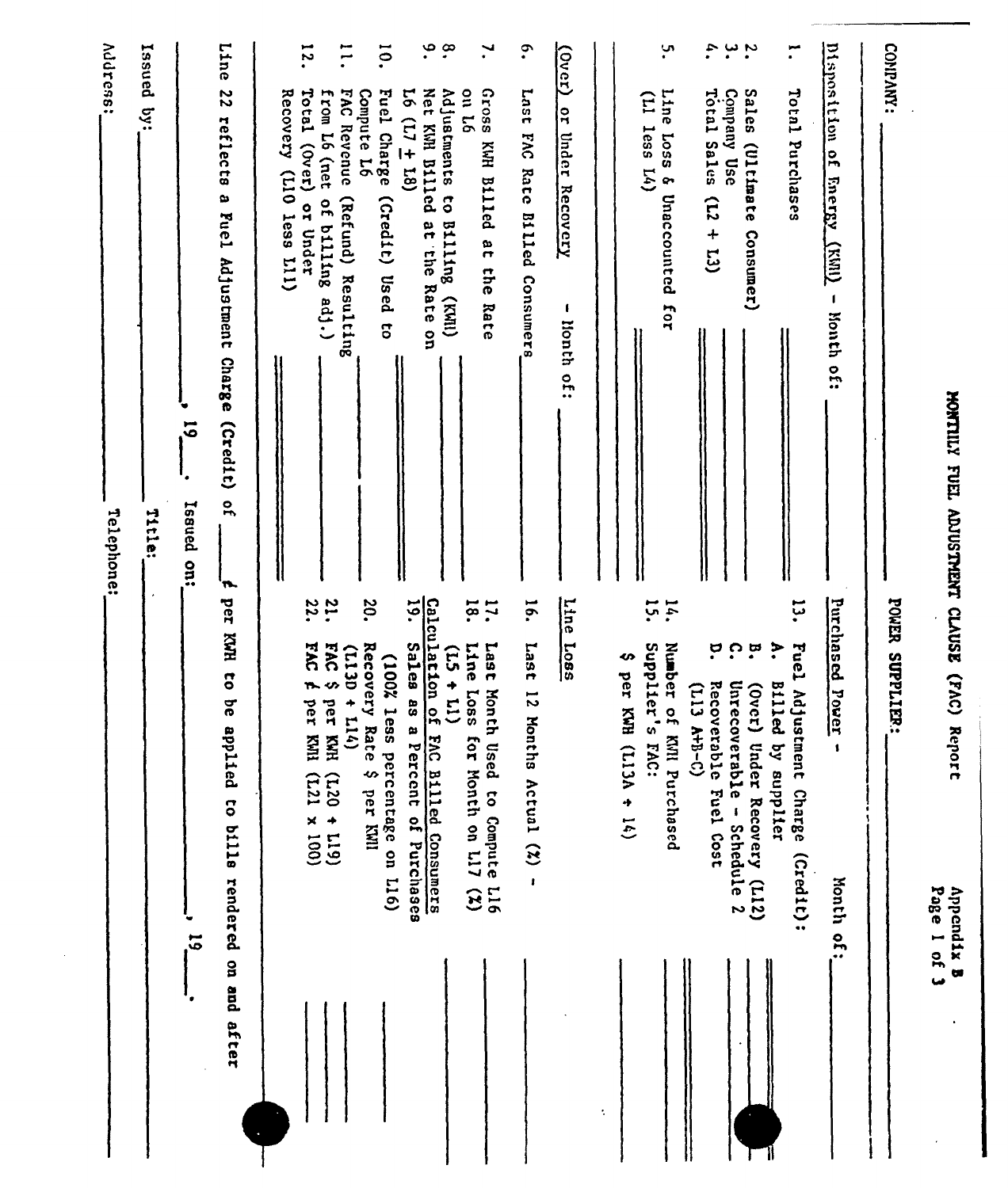Appendix B
Page 1 of 3

# MONTHLY FUEL ADJUSTMENT CLAUSE (FAC) Report

COMPANY: ______________________ POWER SUPPLIER: ______________________

| Disposition of Energy (KWH) - Month of: ______ | | Purchased Power - Month of: ______ | |
|---|---|---|---|
| 1. Total Purchases | ______ | 13. Fuel Adjustment Charge (Credit): | |
| | | A. Billed by supplier | ______ |
| 2. Sales (Ultimate Consumer) | ______ | B. (Over) Under Recovery (L12) | ______ |
| 3. Company Use | ______ | C. Unrecoverable - Schedule 2 | ______ |
| 4. Total Sales (L2 + L3) | ______ | D. Recoverable Fuel Cost (L13 A+B-C) | ______ |
| 5. Line Loss & Unaccounted for (L1 less L4) | ______ | 14. Number of KWH Purchased | ______ |
| | | 15. Supplier's FAC: $ per KWH (L13A ÷ 14) | ______ |
| **(Over) or Under Recovery - Month of: ______** | | **Line Loss** | |
| 6. Last FAC Rate Billed Consumers | ______ | 16. Last 12 Months Actual (%) - | ______ |
| 7. Gross KWH Billed at the Rate on L6 | ______ | 17. Last Month Used to Compute L16 | ______ |
| 8. Adjustments to Billing (KWH) | ______ | 18. Line Loss for Month on L17 (%) (L5 ÷ L1) | ______ |
| 9. Net KWH Billed at the Rate on L6 (L7 ± L8) | ______ | **Calculation of FAC Billed Consumers** | |
| 10. Fuel Charge (Credit) Used to Compute L6 | ______ | 19. Sales as a Percent of Purchases (100% less percentage on L16) | ______ |
| 11. FAC Revenue (Refund) Resulting from L6 (net of billing adj.) | ______ | 20. Recovery Rate $ per KWH (L13D ÷ L14) | ______ |
| 12. Total (Over) or Under Recovery (L10 less L11) | ______ | 21. FAC $ per KWH (L20 ÷ L19) | ______ |
| | | 22. FAC ¢ per KWH (L21 x 100) | ______ |

Line 22 reflects a Fuel Adjustment Charge (Credit) of ______¢ per KWH to be applied to bills rendered on and after ______, 19___.

Issued on: ______, 19___.

Issued by: ______________________ Title: ______________________

Address: ______________________ Telephone: ______________________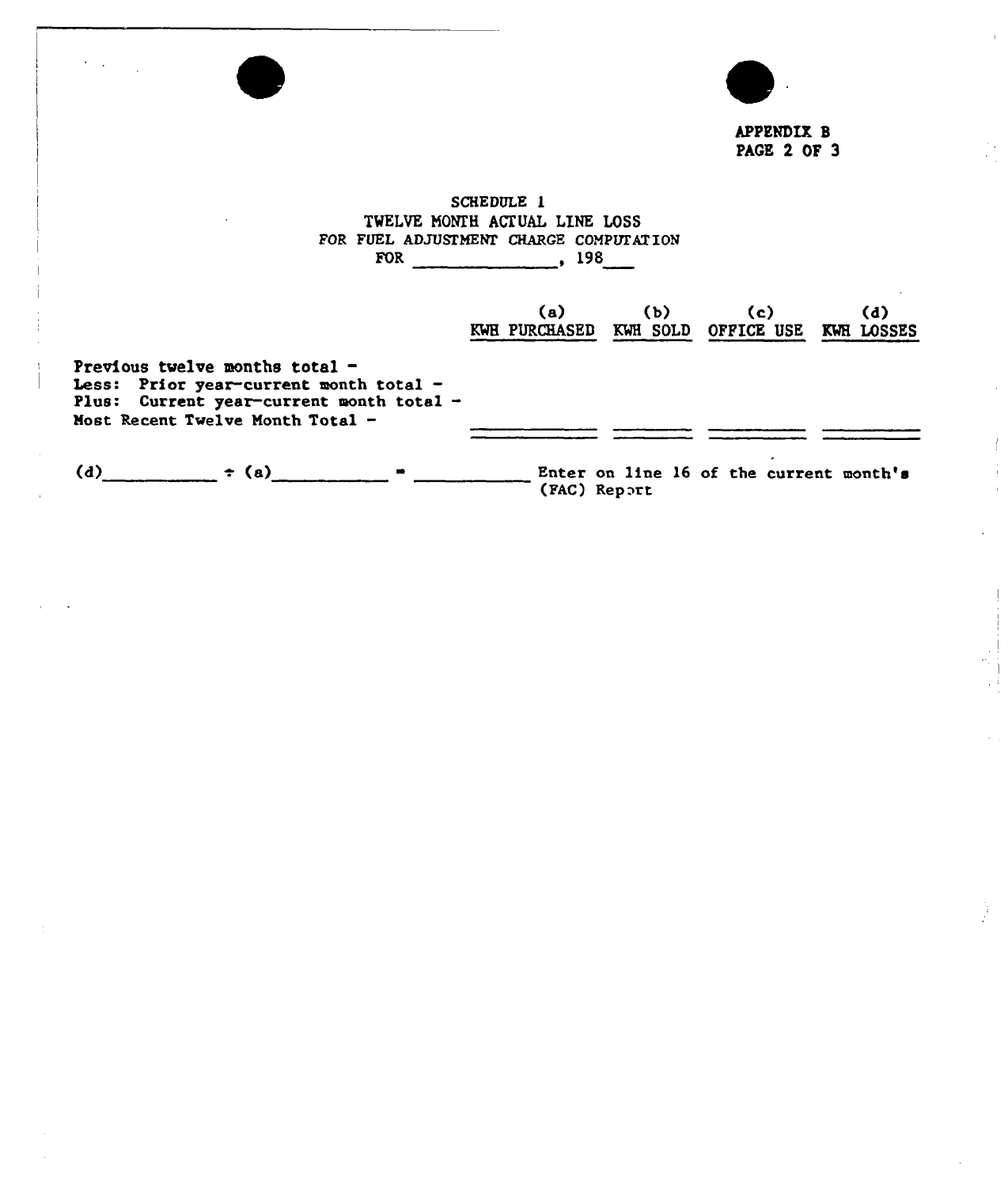APPENDIX B
PAGE 2 OF 3

## SCHEDULE 1
## TWELVE MONTH ACTUAL LINE LOSS
## FOR FUEL ADJUSTMENT CHARGE COMPUTATION
## FOR ______________, 198___

| | (a) KWH PURCHASED | (b) KWH SOLD | (c) OFFICE USE | (d) KWH LOSSES |
|---|---|---|---|---|
| Previous twelve months total - | | | | |
| Less: Prior year—current month total - | | | | |
| Plus: Current year—current month total - | | | | |
| Most Recent Twelve Month Total - | | | | |

(d)__________ ÷ (a)__________ = __________ Enter on line 16 of the current month's (FAC) Report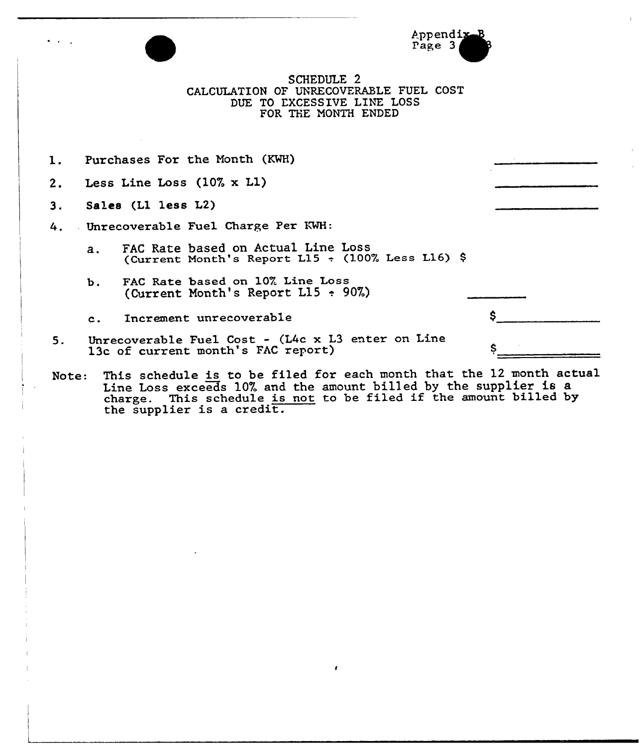# SCHEDULE 2
## CALCULATION OF UNRECOVERABLE FUEL COST DUE TO EXCESSIVE LINE LOSS FOR THE MONTH ENDED

1. Purchases For the Month (KWH) ______________
2. Less Line Loss (10% x L1) ______________
3. **Sales** (L1 less L2) ______________
4. Unrecoverable Fuel Charge Per KWH:
   - a. FAC Rate based on Actual Line Loss (Current Month's Report L15 ÷ (100% Less L16) $
   - b. FAC Rate based on 10% Line Loss (Current Month's Report L15 ÷ 90%) ________
   - c. Increment unrecoverable $______________
5. Unrecoverable Fuel Cost - (L4c x L3 enter on Line 13c of current month's FAC report) $______________

Note: This schedule <u>is</u> to be filed for each month that the 12 month actual Line Loss exceeds 10% and the amount billed by the supplier is a charge. This schedule <u>is not</u> to be filed if the amount billed by the supplier is a credit.